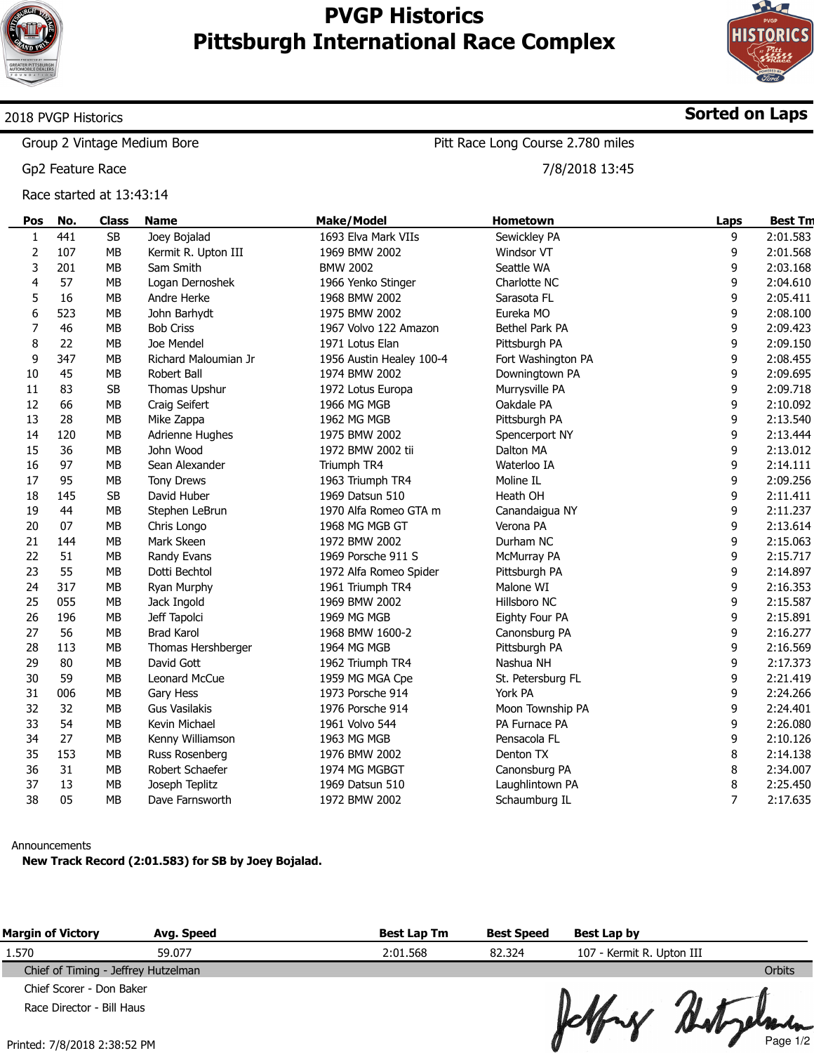# PVGP Historics
# Pittsburgh International Race Complex

2018 PVGP Historics — **Sorted on Laps**

Group 2 Vintage Medium Bore — Pitt Race Long Course 2.780 miles

Gp2 Feature Race — 7/8/2018 13:45

Race started at 13:43:14

| Pos | No. | Class | Name | Make/Model | Hometown | Laps | Best Tm |
|---|---|---|---|---|---|---|---|
| 1 | 441 | SB | Joey Bojalad | 1693 Elva Mark VIIs | Sewickley PA | 9 | 2:01.583 |
| 2 | 107 | MB | Kermit R. Upton III | 1969 BMW 2002 | Windsor VT | 9 | 2:01.568 |
| 3 | 201 | MB | Sam Smith | BMW 2002 | Seattle WA | 9 | 2:03.168 |
| 4 | 57 | MB | Logan Dernoshek | 1966 Yenko Stinger | Charlotte NC | 9 | 2:04.610 |
| 5 | 16 | MB | Andre Herke | 1968 BMW 2002 | Sarasota FL | 9 | 2:05.411 |
| 6 | 523 | MB | John Barhydt | 1975 BMW 2002 | Eureka MO | 9 | 2:08.100 |
| 7 | 46 | MB | Bob Criss | 1967 Volvo 122 Amazon | Bethel Park PA | 9 | 2:09.423 |
| 8 | 22 | MB | Joe Mendel | 1971 Lotus Elan | Pittsburgh PA | 9 | 2:09.150 |
| 9 | 347 | MB | Richard Maloumian Jr | 1956 Austin Healey 100-4 | Fort Washington PA | 9 | 2:08.455 |
| 10 | 45 | MB | Robert Ball | 1974 BMW 2002 | Downingtown PA | 9 | 2:09.695 |
| 11 | 83 | SB | Thomas Upshur | 1972 Lotus Europa | Murrysville PA | 9 | 2:09.718 |
| 12 | 66 | MB | Craig Seifert | 1966 MG MGB | Oakdale PA | 9 | 2:10.092 |
| 13 | 28 | MB | Mike Zappa | 1962 MG MGB | Pittsburgh PA | 9 | 2:13.540 |
| 14 | 120 | MB | Adrienne Hughes | 1975 BMW 2002 | Spencerport NY | 9 | 2:13.444 |
| 15 | 36 | MB | John Wood | 1972 BMW 2002 tii | Dalton MA | 9 | 2:13.012 |
| 16 | 97 | MB | Sean Alexander | Triumph TR4 | Waterloo IA | 9 | 2:14.111 |
| 17 | 95 | MB | Tony Drews | 1963 Triumph TR4 | Moline IL | 9 | 2:09.256 |
| 18 | 145 | SB | David Huber | 1969 Datsun 510 | Heath OH | 9 | 2:11.411 |
| 19 | 44 | MB | Stephen LeBrun | 1970 Alfa Romeo GTA m | Canandaigua NY | 9 | 2:11.237 |
| 20 | 07 | MB | Chris Longo | 1968 MG MGB GT | Verona PA | 9 | 2:13.614 |
| 21 | 144 | MB | Mark Skeen | 1972 BMW 2002 | Durham NC | 9 | 2:15.063 |
| 22 | 51 | MB | Randy Evans | 1969 Porsche 911 S | McMurray PA | 9 | 2:15.717 |
| 23 | 55 | MB | Dotti Bechtol | 1972 Alfa Romeo Spider | Pittsburgh PA | 9 | 2:14.897 |
| 24 | 317 | MB | Ryan Murphy | 1961 Triumph TR4 | Malone WI | 9 | 2:16.353 |
| 25 | 055 | MB | Jack Ingold | 1969 BMW 2002 | Hillsboro NC | 9 | 2:15.587 |
| 26 | 196 | MB | Jeff Tapolci | 1969 MG MGB | Eighty Four PA | 9 | 2:15.891 |
| 27 | 56 | MB | Brad Karol | 1968 BMW 1600-2 | Canonsburg PA | 9 | 2:16.277 |
| 28 | 113 | MB | Thomas Hershberger | 1964 MG MGB | Pittsburgh PA | 9 | 2:16.569 |
| 29 | 80 | MB | David Gott | 1962 Triumph TR4 | Nashua NH | 9 | 2:17.373 |
| 30 | 59 | MB | Leonard McCue | 1959 MG MGA Cpe | St. Petersburg FL | 9 | 2:21.419 |
| 31 | 006 | MB | Gary Hess | 1973 Porsche 914 | York PA | 9 | 2:24.266 |
| 32 | 32 | MB | Gus Vasilakis | 1976 Porsche 914 | Moon Township PA | 9 | 2:24.401 |
| 33 | 54 | MB | Kevin Michael | 1961 Volvo 544 | PA Furnace PA | 9 | 2:26.080 |
| 34 | 27 | MB | Kenny Williamson | 1963 MG MGB | Pensacola FL | 9 | 2:10.126 |
| 35 | 153 | MB | Russ Rosenberg | 1976 BMW 2002 | Denton TX | 8 | 2:14.138 |
| 36 | 31 | MB | Robert Schaefer | 1974 MG MGBGT | Canonsburg PA | 8 | 2:34.007 |
| 37 | 13 | MB | Joseph Teplitz | 1969 Datsun 510 | Laughlintown PA | 8 | 2:25.450 |
| 38 | 05 | MB | Dave Farnsworth | 1972 BMW 2002 | Schaumburg IL | 7 | 2:17.635 |

Announcements

**New Track Record (2:01.583) for SB by Joey Bojalad.**

| Margin of Victory | Avg. Speed | Best Lap Tm | Best Speed | Best Lap by |
|---|---|---|---|---|
| 1.570 | 59.077 | 2:01.568 | 82.324 | 107 - Kermit R. Upton III |

Chief of Timing - Jeffrey Hutzelman — Orbits

Chief Scorer - Don Baker

Race Director - Bill Haus

Printed: 7/8/2018 2:38:52 PM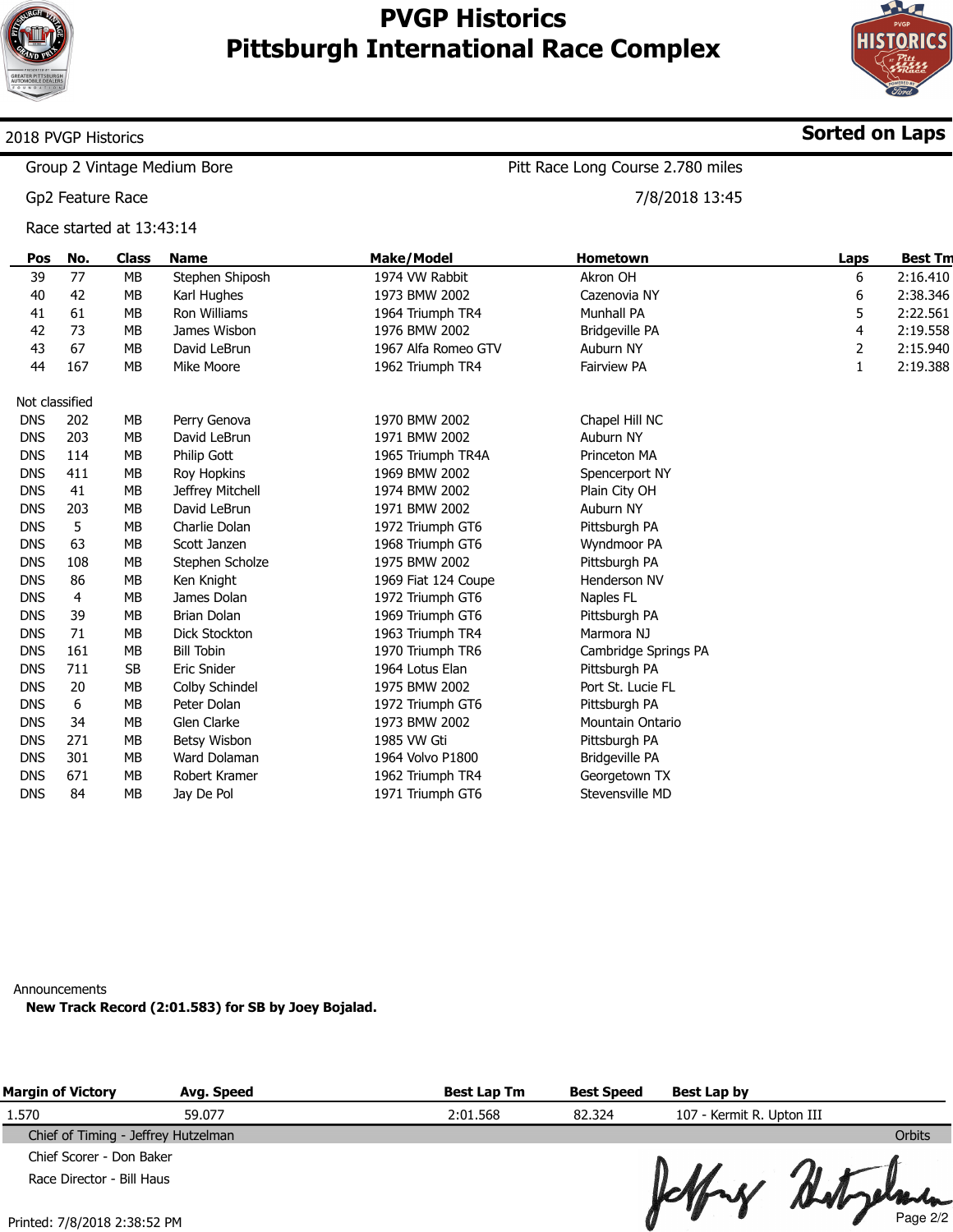# PVGP Historics
# Pittsburgh International Race Complex

2018 PVGP Historics — **Sorted on Laps**

Group 2 Vintage Medium Bore — Pitt Race Long Course 2.780 miles

Gp2 Feature Race — 7/8/2018 13:45

Race started at 13:43:14

| Pos | No. | Class | Name | Make/Model | Hometown | Laps | Best Tm |
|---|---|---|---|---|---|---|---|
| 39 | 77 | MB | Stephen Shiposh | 1974 VW Rabbit | Akron OH | 6 | 2:16.410 |
| 40 | 42 | MB | Karl Hughes | 1973 BMW 2002 | Cazenovia NY | 6 | 2:38.346 |
| 41 | 61 | MB | Ron Williams | 1964 Triumph TR4 | Munhall PA | 5 | 2:22.561 |
| 42 | 73 | MB | James Wisbon | 1976 BMW 2002 | Bridgeville PA | 4 | 2:19.558 |
| 43 | 67 | MB | David LeBrun | 1967 Alfa Romeo GTV | Auburn NY | 2 | 2:15.940 |
| 44 | 167 | MB | Mike Moore | 1962 Triumph TR4 | Fairview PA | 1 | 2:19.388 |
| Not classified | | | | | | | |
| DNS | 202 | MB | Perry Genova | 1970 BMW 2002 | Chapel Hill NC | | |
| DNS | 203 | MB | David LeBrun | 1971 BMW 2002 | Auburn NY | | |
| DNS | 114 | MB | Philip Gott | 1965 Triumph TR4A | Princeton MA | | |
| DNS | 411 | MB | Roy Hopkins | 1969 BMW 2002 | Spencerport NY | | |
| DNS | 41 | MB | Jeffrey Mitchell | 1974 BMW 2002 | Plain City OH | | |
| DNS | 203 | MB | David LeBrun | 1971 BMW 2002 | Auburn NY | | |
| DNS | 5 | MB | Charlie Dolan | 1972 Triumph GT6 | Pittsburgh PA | | |
| DNS | 63 | MB | Scott Janzen | 1968 Triumph GT6 | Wyndmoor PA | | |
| DNS | 108 | MB | Stephen Scholze | 1975 BMW 2002 | Pittsburgh PA | | |
| DNS | 86 | MB | Ken Knight | 1969 Fiat 124 Coupe | Henderson NV | | |
| DNS | 4 | MB | James Dolan | 1972 Triumph GT6 | Naples FL | | |
| DNS | 39 | MB | Brian Dolan | 1969 Triumph GT6 | Pittsburgh PA | | |
| DNS | 71 | MB | Dick Stockton | 1963 Triumph TR4 | Marmora NJ | | |
| DNS | 161 | MB | Bill Tobin | 1970 Triumph TR6 | Cambridge Springs PA | | |
| DNS | 711 | SB | Eric Snider | 1964 Lotus Elan | Pittsburgh PA | | |
| DNS | 20 | MB | Colby Schindel | 1975 BMW 2002 | Port St. Lucie FL | | |
| DNS | 6 | MB | Peter Dolan | 1972 Triumph GT6 | Pittsburgh PA | | |
| DNS | 34 | MB | Glen Clarke | 1973 BMW 2002 | Mountain Ontario | | |
| DNS | 271 | MB | Betsy Wisbon | 1985 VW Gti | Pittsburgh PA | | |
| DNS | 301 | MB | Ward Dolaman | 1964 Volvo P1800 | Bridgeville PA | | |
| DNS | 671 | MB | Robert Kramer | 1962 Triumph TR4 | Georgetown TX | | |
| DNS | 84 | MB | Jay De Pol | 1971 Triumph GT6 | Stevensville MD | | |

Announcements

**New Track Record (2:01.583) for SB by Joey Bojalad.**

| Margin of Victory | Avg. Speed | Best Lap Tm | Best Speed | Best Lap by |
|---|---|---|---|---|
| 1.570 | 59.077 | 2:01.568 | 82.324 | 107 - Kermit R. Upton III |

Chief of Timing - Jeffrey Hutzelman — Orbits

Chief Scorer - Don Baker

Race Director - Bill Haus

Printed: 7/8/2018 2:38:52 PM